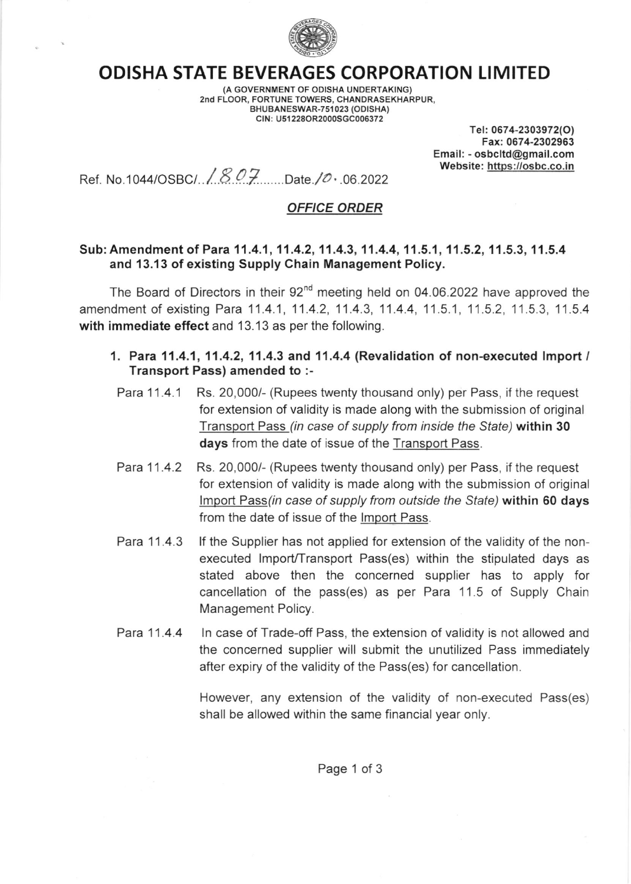# ODISHA STATE BEVERAGES CORPORATION LIMITED

(A GOVERNMENT OF ODISHA UNDERTAKING)
2nd FLOOR, FORTUNE TOWERS, CHANDRASEKHARPUR,
BHUBANESWAR-751023 (ODISHA)
CIN: U51228OR2000SGC006372

Tel: 0674-2303972(O)
Fax: 0674-2302963
Email: - osbcltd@gmail.com
Website: https://osbc.co.in

Ref. No.1044/OSBC/..1807........Date.10.06.2022

## *OFFICE ORDER*

**Sub: Amendment of Para 11.4.1, 11.4.2, 11.4.3, 11.4.4, 11.5.1, 11.5.2, 11.5.3, 11.5.4 and 13.13 of existing Supply Chain Management Policy.**

The Board of Directors in their 92nd meeting held on 04.06.2022 have approved the amendment of existing Para 11.4.1, 11.4.2, 11.4.3, 11.4.4, 11.5.1, 11.5.2, 11.5.3, 11.5.4 **with immediate effect** and 13.13 as per the following.

1. **Para 11.4.1, 11.4.2, 11.4.3 and 11.4.4 (Revalidation of non-executed Import / Transport Pass) amended to :-**

Para 11.4.1 Rs. 20,000/- (Rupees twenty thousand only) per Pass, if the request for extension of validity is made along with the submission of original Transport Pass *(in case of supply from inside the State)* **within 30 days** from the date of issue of the Transport Pass.

Para 11.4.2 Rs. 20,000/- (Rupees twenty thousand only) per Pass, if the request for extension of validity is made along with the submission of original Import Pass*(in case of supply from outside the State)* **within 60 days** from the date of issue of the Import Pass.

Para 11.4.3 If the Supplier has not applied for extension of the validity of the non-executed Import/Transport Pass(es) within the stipulated days as stated above then the concerned supplier has to apply for cancellation of the pass(es) as per Para 11.5 of Supply Chain Management Policy.

Para 11.4.4 In case of Trade-off Pass, the extension of validity is not allowed and the concerned supplier will submit the unutilized Pass immediately after expiry of the validity of the Pass(es) for cancellation.

However, any extension of the validity of non-executed Pass(es) shall be allowed within the same financial year only.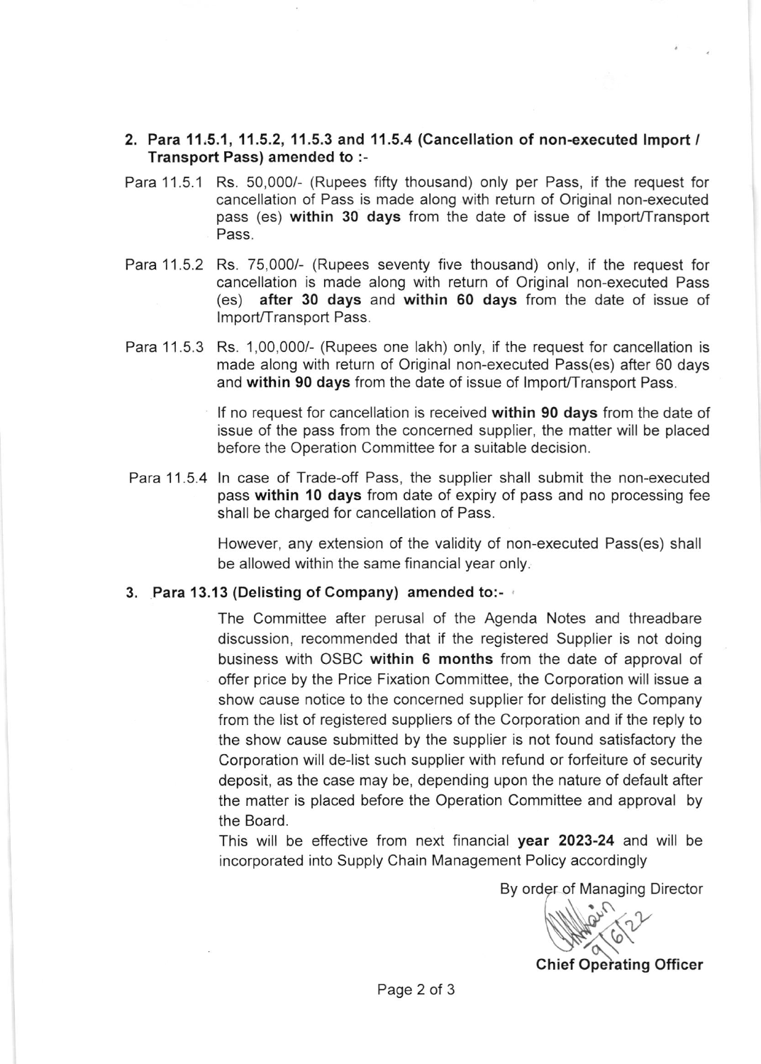**2. Para 11.5.1, 11.5.2, 11.5.3 and 11.5.4 (Cancellation of non-executed Import / Transport Pass) amended to :-**

Para 11.5.1 Rs. 50,000/- (Rupees fifty thousand) only per Pass, if the request for cancellation of Pass is made along with return of Original non-executed pass (es) **within 30 days** from the date of issue of Import/Transport Pass.

Para 11.5.2 Rs. 75,000/- (Rupees seventy five thousand) only, if the request for cancellation is made along with return of Original non-executed Pass (es) **after 30 days** and **within 60 days** from the date of issue of Import/Transport Pass.

Para 11.5.3 Rs. 1,00,000/- (Rupees one lakh) only, if the request for cancellation is made along with return of Original non-executed Pass(es) after 60 days and **within 90 days** from the date of issue of Import/Transport Pass.

If no request for cancellation is received **within 90 days** from the date of issue of the pass from the concerned supplier, the matter will be placed before the Operation Committee for a suitable decision.

Para 11.5.4 In case of Trade-off Pass, the supplier shall submit the non-executed pass **within 10 days** from date of expiry of pass and no processing fee shall be charged for cancellation of Pass.

However, any extension of the validity of non-executed Pass(es) shall be allowed within the same financial year only.

**3. Para 13.13 (Delisting of Company) amended to:-**

The Committee after perusal of the Agenda Notes and threadbare discussion, recommended that if the registered Supplier is not doing business with OSBC **within 6 months** from the date of approval of offer price by the Price Fixation Committee, the Corporation will issue a show cause notice to the concerned supplier for delisting the Company from the list of registered suppliers of the Corporation and if the reply to the show cause submitted by the supplier is not found satisfactory the Corporation will de-list such supplier with refund or forfeiture of security deposit, as the case may be, depending upon the nature of default after the matter is placed before the Operation Committee and approval by the Board.

This will be effective from next financial **year 2023-24** and will be incorporated into Supply Chain Management Policy accordingly

By order of Managing Director

9/6/22

**Chief Operating Officer**